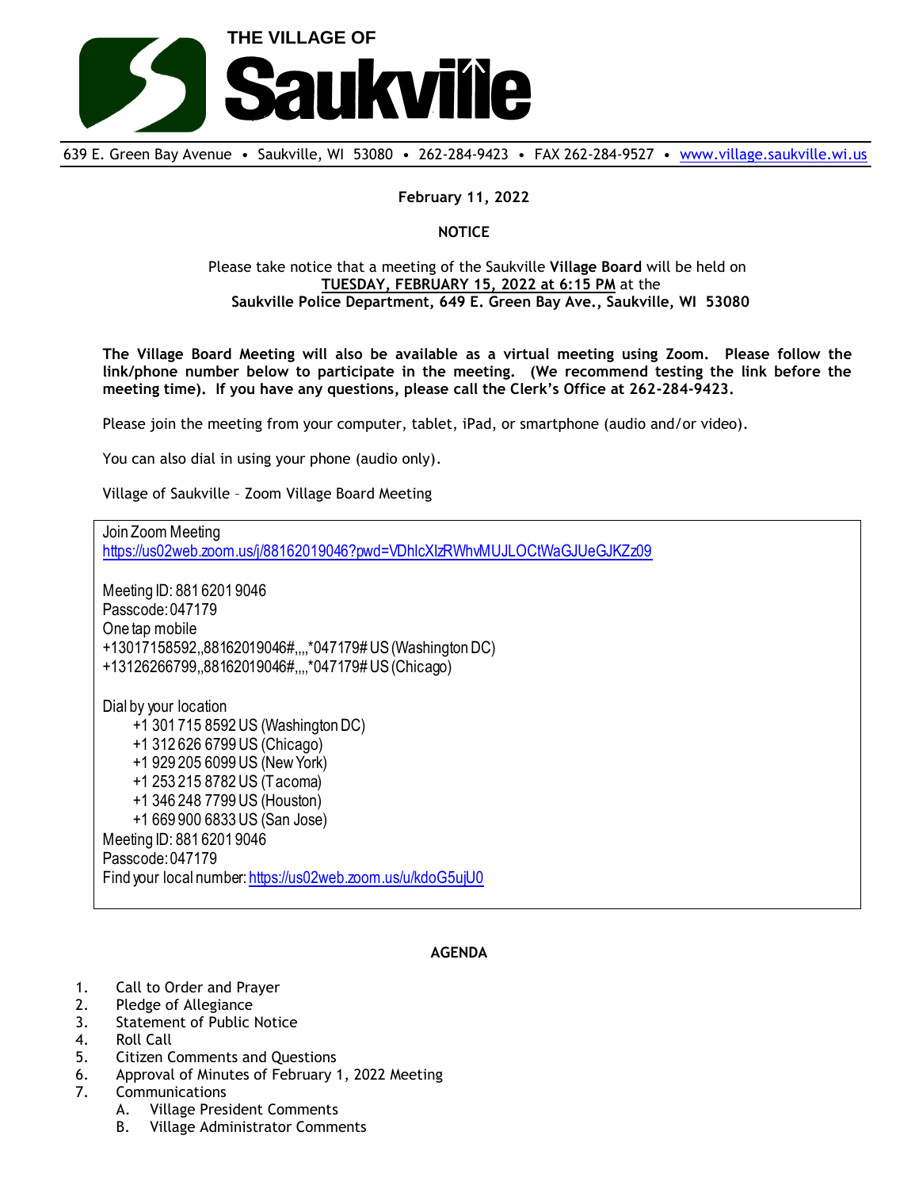# THE VILLAGE OF Saukville

639 E. Green Bay Avenue • Saukville, WI 53080 • 262-284-9423 • FAX 262-284-9527 • www.village.saukville.wi.us

**February 11, 2022**

**NOTICE**

Please take notice that a meeting of the Saukville **Village Board** will be held on **TUESDAY, FEBRUARY 15, 2022 at 6:15 PM** at the **Saukville Police Department, 649 E. Green Bay Ave., Saukville, WI 53080**

**The Village Board Meeting will also be available as a virtual meeting using Zoom. Please follow the link/phone number below to participate in the meeting. (We recommend testing the link before the meeting time). If you have any questions, please call the Clerk's Office at 262-284-9423.**

Please join the meeting from your computer, tablet, iPad, or smartphone (audio and/or video).

You can also dial in using your phone (audio only).

Village of Saukville – Zoom Village Board Meeting

Join Zoom Meeting
https://us02web.zoom.us/j/88162019046?pwd=VDhlcXlzRWhvMUJLOCtWaGJUeGJKZz09

Meeting ID: 881 6201 9046
Passcode: 047179
One tap mobile
+13017158592,,88162019046#,,,,*047179# US (Washington DC)
+13126266799,,88162019046#,,,,*047179# US (Chicago)

Dial by your location
- +1 301 715 8592 US (Washington DC)
- +1 312 626 6799 US (Chicago)
- +1 929 205 6099 US (New York)
- +1 253 215 8782 US (Tacoma)
- +1 346 248 7799 US (Houston)
- +1 669 900 6833 US (San Jose)

Meeting ID: 881 6201 9046
Passcode: 047179
Find your local number: https://us02web.zoom.us/u/kdoG5ujU0

**AGENDA**

1. Call to Order and Prayer
2. Pledge of Allegiance
3. Statement of Public Notice
4. Roll Call
5. Citizen Comments and Questions
6. Approval of Minutes of February 1, 2022 Meeting
7. Communications
   A. Village President Comments
   B. Village Administrator Comments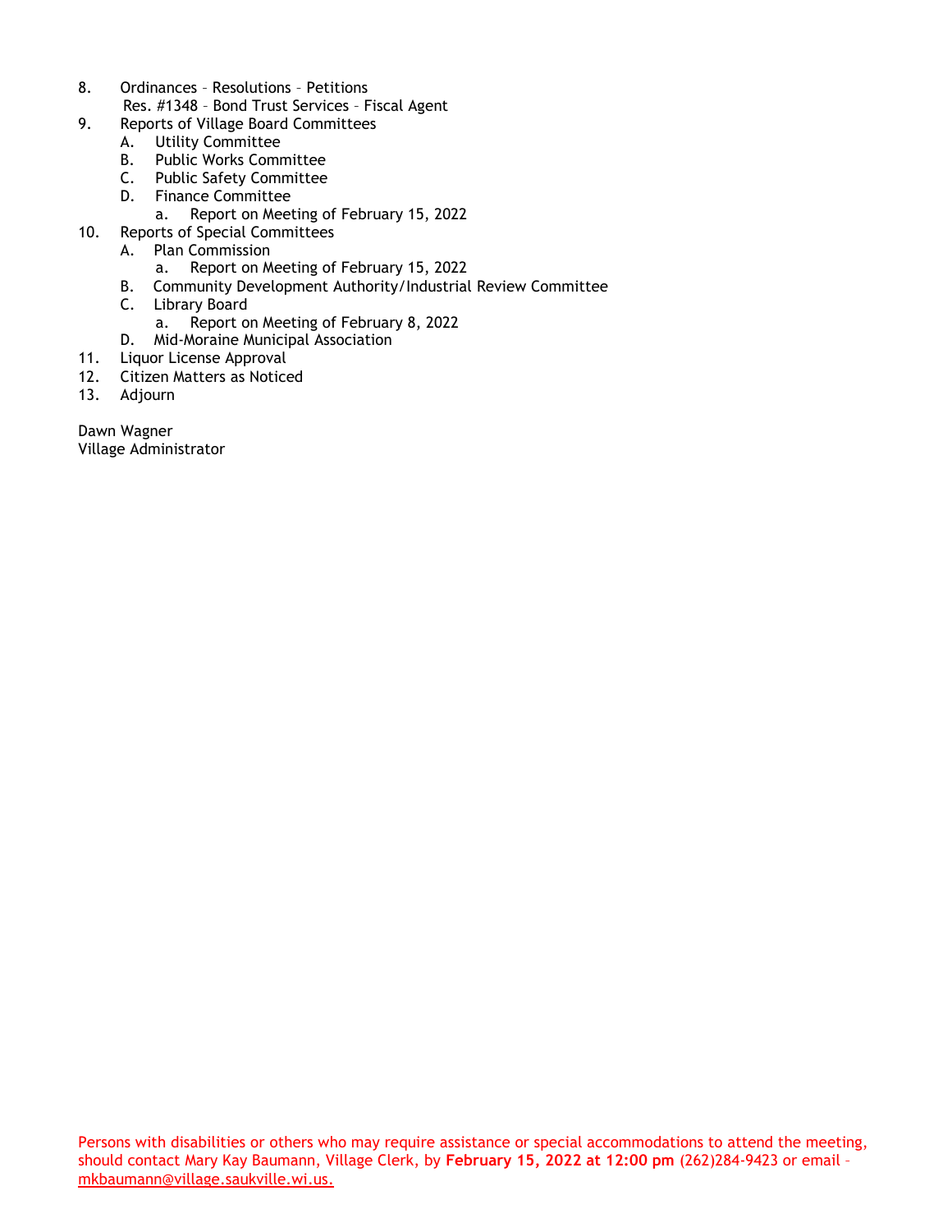8. Ordinances – Resolutions – Petitions
   Res. #1348 – Bond Trust Services – Fiscal Agent
9. Reports of Village Board Committees
   A. Utility Committee
   B. Public Works Committee
   C. Public Safety Committee
   D. Finance Committee
      a. Report on Meeting of February 15, 2022
10. Reports of Special Committees
    A. Plan Commission
       a. Report on Meeting of February 15, 2022
    B. Community Development Authority/Industrial Review Committee
    C. Library Board
       a. Report on Meeting of February 8, 2022
    D. Mid-Moraine Municipal Association
11. Liquor License Approval
12. Citizen Matters as Noticed
13. Adjourn

Dawn Wagner
Village Administrator

Persons with disabilities or others who may require assistance or special accommodations to attend the meeting, should contact Mary Kay Baumann, Village Clerk, by **February 15, 2022 at 12:00 pm** (262)284-9423 or email – mkbaumann@village.saukville.wi.us.